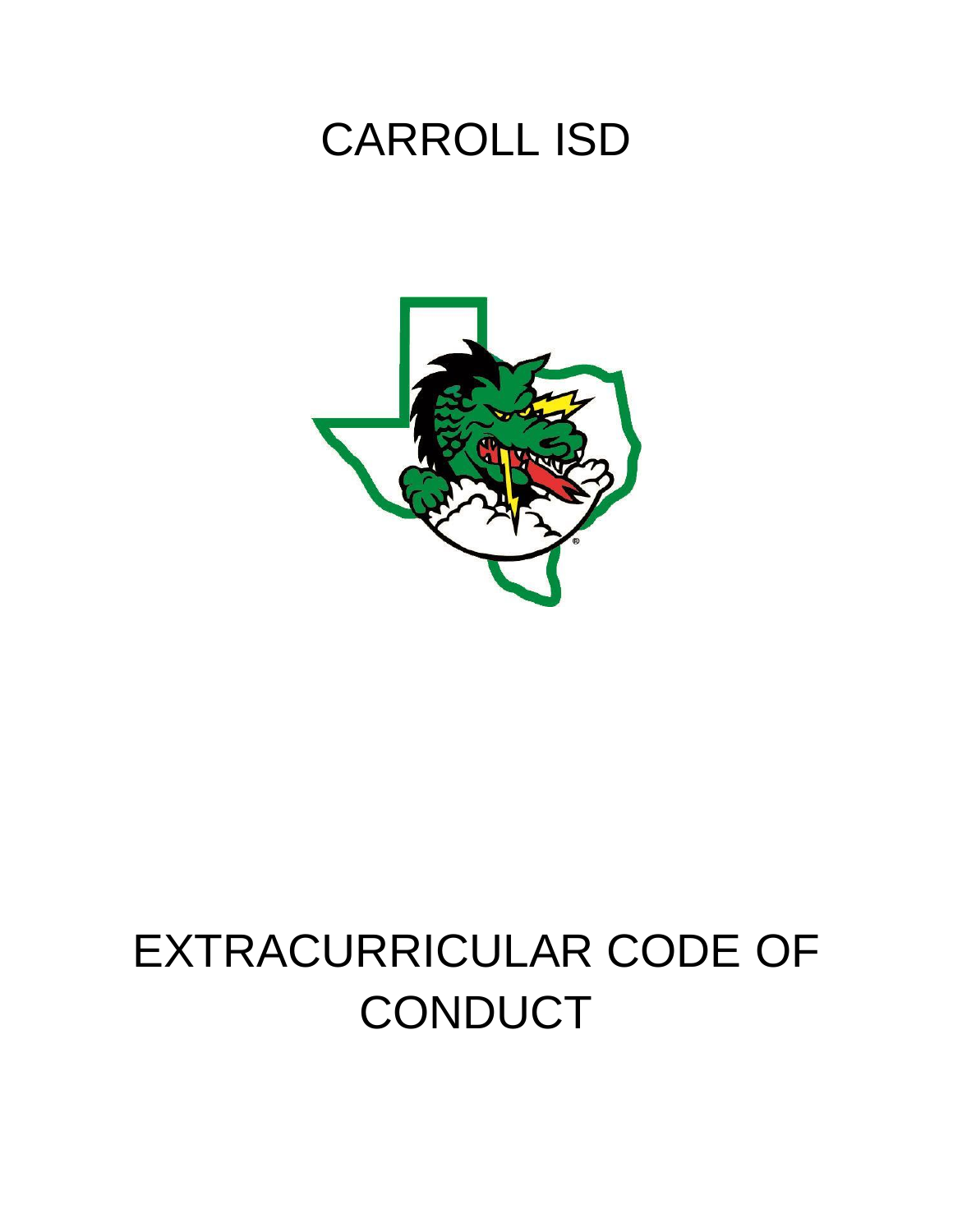# CARROLL ISD

# EXTRACURRICULAR CODE OF CONDUCT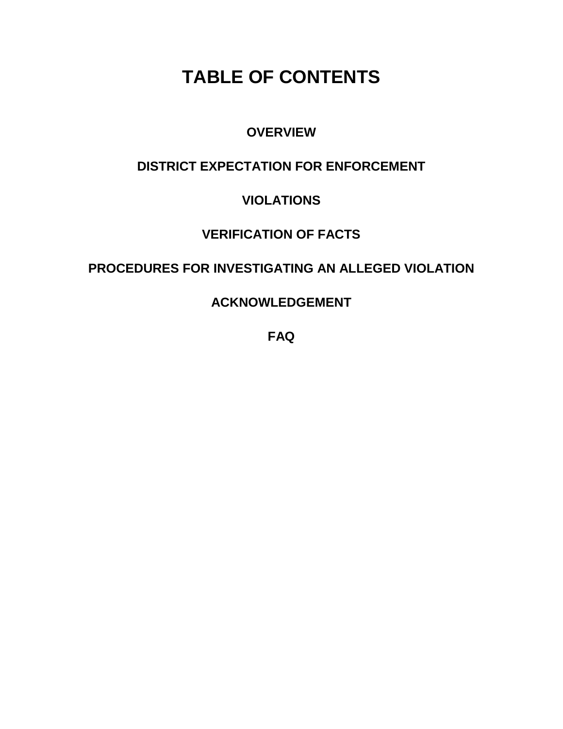# TABLE OF CONTENTS

**OVERVIEW**

**DISTRICT EXPECTATION FOR ENFORCEMENT**

**VIOLATIONS**

**VERIFICATION OF FACTS**

**PROCEDURES FOR INVESTIGATING AN ALLEGED VIOLATION**

**ACKNOWLEDGEMENT**

**FAQ**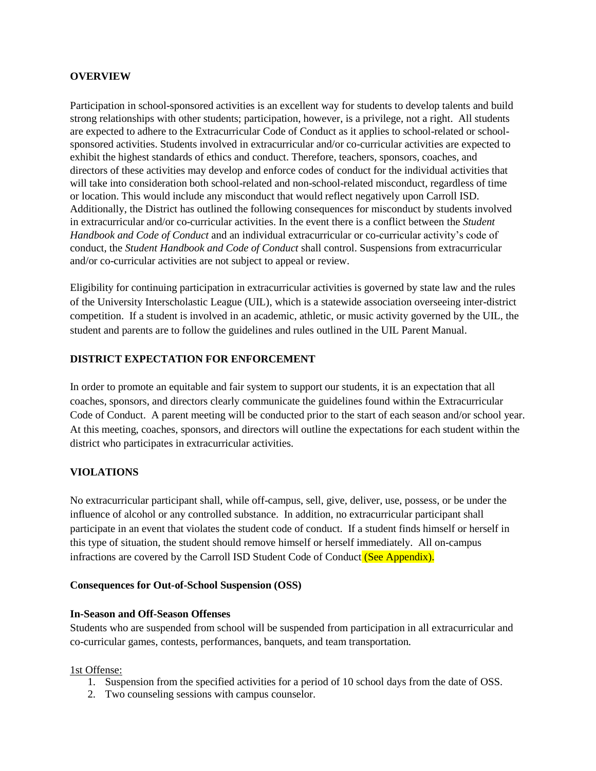## OVERVIEW

Participation in school-sponsored activities is an excellent way for students to develop talents and build strong relationships with other students; participation, however, is a privilege, not a right. All students are expected to adhere to the Extracurricular Code of Conduct as it applies to school-related or school-sponsored activities. Students involved in extracurricular and/or co-curricular activities are expected to exhibit the highest standards of ethics and conduct. Therefore, teachers, sponsors, coaches, and directors of these activities may develop and enforce codes of conduct for the individual activities that will take into consideration both school-related and non-school-related misconduct, regardless of time or location. This would include any misconduct that would reflect negatively upon Carroll ISD. Additionally, the District has outlined the following consequences for misconduct by students involved in extracurricular and/or co-curricular activities. In the event there is a conflict between the *Student Handbook and Code of Conduct* and an individual extracurricular or co-curricular activity's code of conduct, the *Student Handbook and Code of Conduct* shall control. Suspensions from extracurricular and/or co-curricular activities are not subject to appeal or review.

Eligibility for continuing participation in extracurricular activities is governed by state law and the rules of the University Interscholastic League (UIL), which is a statewide association overseeing inter-district competition. If a student is involved in an academic, athletic, or music activity governed by the UIL, the student and parents are to follow the guidelines and rules outlined in the UIL Parent Manual.

## DISTRICT EXPECTATION FOR ENFORCEMENT

In order to promote an equitable and fair system to support our students, it is an expectation that all coaches, sponsors, and directors clearly communicate the guidelines found within the Extracurricular Code of Conduct. A parent meeting will be conducted prior to the start of each season and/or school year. At this meeting, coaches, sponsors, and directors will outline the expectations for each student within the district who participates in extracurricular activities.

## VIOLATIONS

No extracurricular participant shall, while off-campus, sell, give, deliver, use, possess, or be under the influence of alcohol or any controlled substance. In addition, no extracurricular participant shall participate in an event that violates the student code of conduct. If a student finds himself or herself in this type of situation, the student should remove himself or herself immediately. All on-campus infractions are covered by the Carroll ISD Student Code of Conduct (See Appendix).

### Consequences for Out-of-School Suspension (OSS)

**In-Season and Off-Season Offenses**

Students who are suspended from school will be suspended from participation in all extracurricular and co-curricular games, contests, performances, banquets, and team transportation.

1st Offense:

1. Suspension from the specified activities for a period of 10 school days from the date of OSS.
2. Two counseling sessions with campus counselor.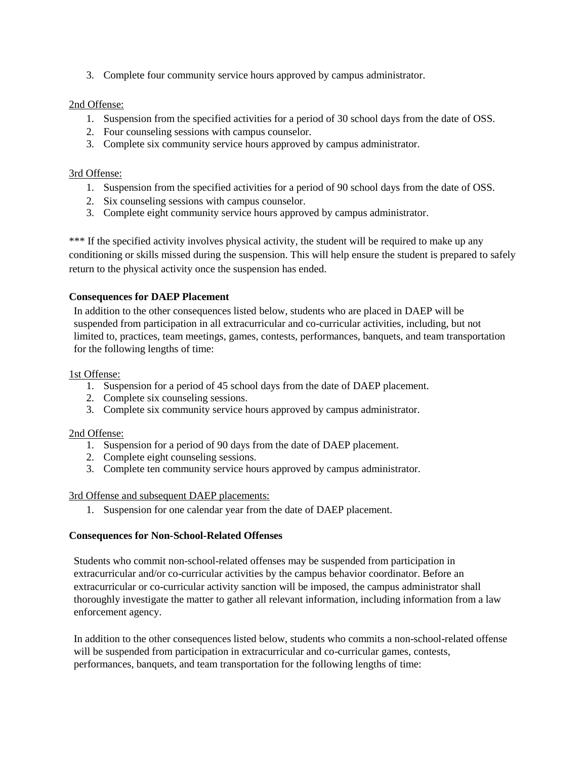3. Complete four community service hours approved by campus administrator.

2nd Offense:

1. Suspension from the specified activities for a period of 30 school days from the date of OSS.
2. Four counseling sessions with campus counselor.
3. Complete six community service hours approved by campus administrator.

3rd Offense:

1. Suspension from the specified activities for a period of 90 school days from the date of OSS.
2. Six counseling sessions with campus counselor.
3. Complete eight community service hours approved by campus administrator.

*** If the specified activity involves physical activity, the student will be required to make up any conditioning or skills missed during the suspension. This will help ensure the student is prepared to safely return to the physical activity once the suspension has ended.

**Consequences for DAEP Placement**

In addition to the other consequences listed below, students who are placed in DAEP will be suspended from participation in all extracurricular and co-curricular activities, including, but not limited to, practices, team meetings, games, contests, performances, banquets, and team transportation for the following lengths of time:

1st Offense:

1. Suspension for a period of 45 school days from the date of DAEP placement.
2. Complete six counseling sessions.
3. Complete six community service hours approved by campus administrator.

2nd Offense:

1. Suspension for a period of 90 days from the date of DAEP placement.
2. Complete eight counseling sessions.
3. Complete ten community service hours approved by campus administrator.

3rd Offense and subsequent DAEP placements:

1. Suspension for one calendar year from the date of DAEP placement.

**Consequences for Non-School-Related Offenses**

Students who commit non-school-related offenses may be suspended from participation in extracurricular and/or co-curricular activities by the campus behavior coordinator. Before an extracurricular or co-curricular activity sanction will be imposed, the campus administrator shall thoroughly investigate the matter to gather all relevant information, including information from a law enforcement agency.

In addition to the other consequences listed below, students who commits a non-school-related offense will be suspended from participation in extracurricular and co-curricular games, contests, performances, banquets, and team transportation for the following lengths of time: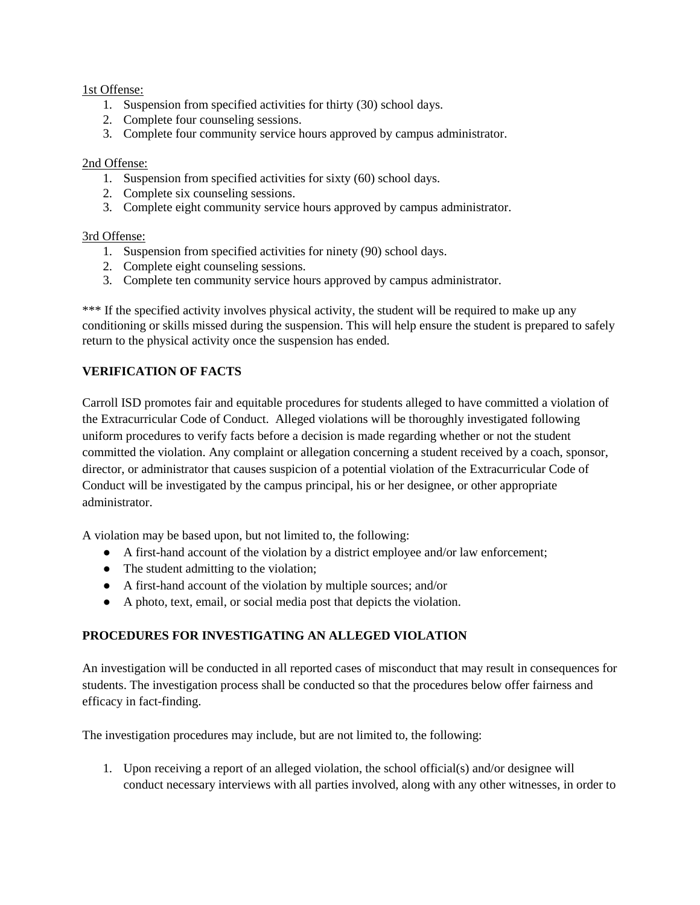1st Offense:

1. Suspension from specified activities for thirty (30) school days.
2. Complete four counseling sessions.
3. Complete four community service hours approved by campus administrator.

2nd Offense:

1. Suspension from specified activities for sixty (60) school days.
2. Complete six counseling sessions.
3. Complete eight community service hours approved by campus administrator.

3rd Offense:

1. Suspension from specified activities for ninety (90) school days.
2. Complete eight counseling sessions.
3. Complete ten community service hours approved by campus administrator.

*** If the specified activity involves physical activity, the student will be required to make up any conditioning or skills missed during the suspension. This will help ensure the student is prepared to safely return to the physical activity once the suspension has ended.

**VERIFICATION OF FACTS**

Carroll ISD promotes fair and equitable procedures for students alleged to have committed a violation of the Extracurricular Code of Conduct. Alleged violations will be thoroughly investigated following uniform procedures to verify facts before a decision is made regarding whether or not the student committed the violation. Any complaint or allegation concerning a student received by a coach, sponsor, director, or administrator that causes suspicion of a potential violation of the Extracurricular Code of Conduct will be investigated by the campus principal, his or her designee, or other appropriate administrator.

A violation may be based upon, but not limited to, the following:

- A first-hand account of the violation by a district employee and/or law enforcement;
- The student admitting to the violation;
- A first-hand account of the violation by multiple sources; and/or
- A photo, text, email, or social media post that depicts the violation.

**PROCEDURES FOR INVESTIGATING AN ALLEGED VIOLATION**

An investigation will be conducted in all reported cases of misconduct that may result in consequences for students. The investigation process shall be conducted so that the procedures below offer fairness and efficacy in fact-finding.

The investigation procedures may include, but are not limited to, the following:

1. Upon receiving a report of an alleged violation, the school official(s) and/or designee will conduct necessary interviews with all parties involved, along with any other witnesses, in order to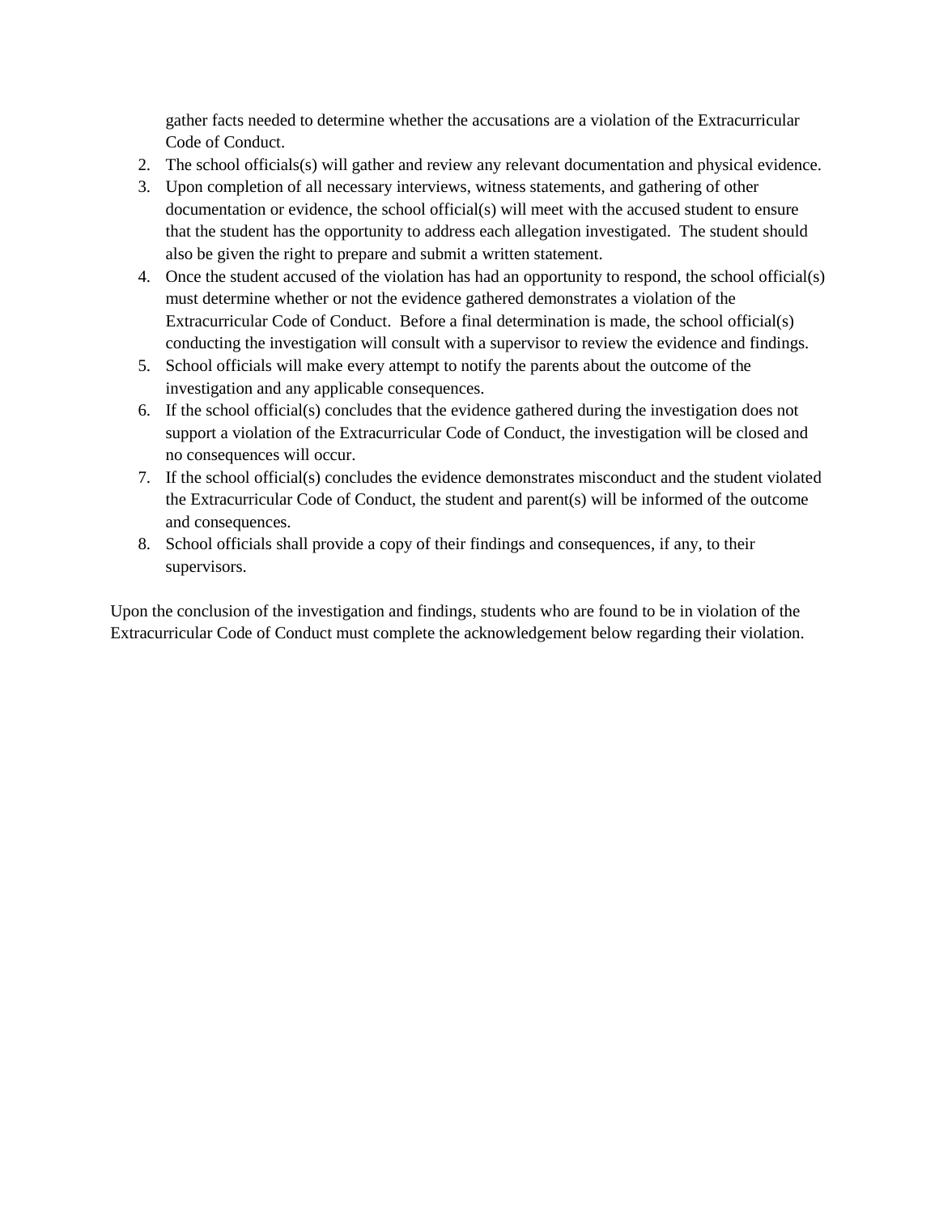gather facts needed to determine whether the accusations are a violation of the Extracurricular Code of Conduct.

2. The school officials(s) will gather and review any relevant documentation and physical evidence.
3. Upon completion of all necessary interviews, witness statements, and gathering of other documentation or evidence, the school official(s) will meet with the accused student to ensure that the student has the opportunity to address each allegation investigated. The student should also be given the right to prepare and submit a written statement.
4. Once the student accused of the violation has had an opportunity to respond, the school official(s) must determine whether or not the evidence gathered demonstrates a violation of the Extracurricular Code of Conduct. Before a final determination is made, the school official(s) conducting the investigation will consult with a supervisor to review the evidence and findings.
5. School officials will make every attempt to notify the parents about the outcome of the investigation and any applicable consequences.
6. If the school official(s) concludes that the evidence gathered during the investigation does not support a violation of the Extracurricular Code of Conduct, the investigation will be closed and no consequences will occur.
7. If the school official(s) concludes the evidence demonstrates misconduct and the student violated the Extracurricular Code of Conduct, the student and parent(s) will be informed of the outcome and consequences.
8. School officials shall provide a copy of their findings and consequences, if any, to their supervisors.

Upon the conclusion of the investigation and findings, students who are found to be in violation of the Extracurricular Code of Conduct must complete the acknowledgement below regarding their violation.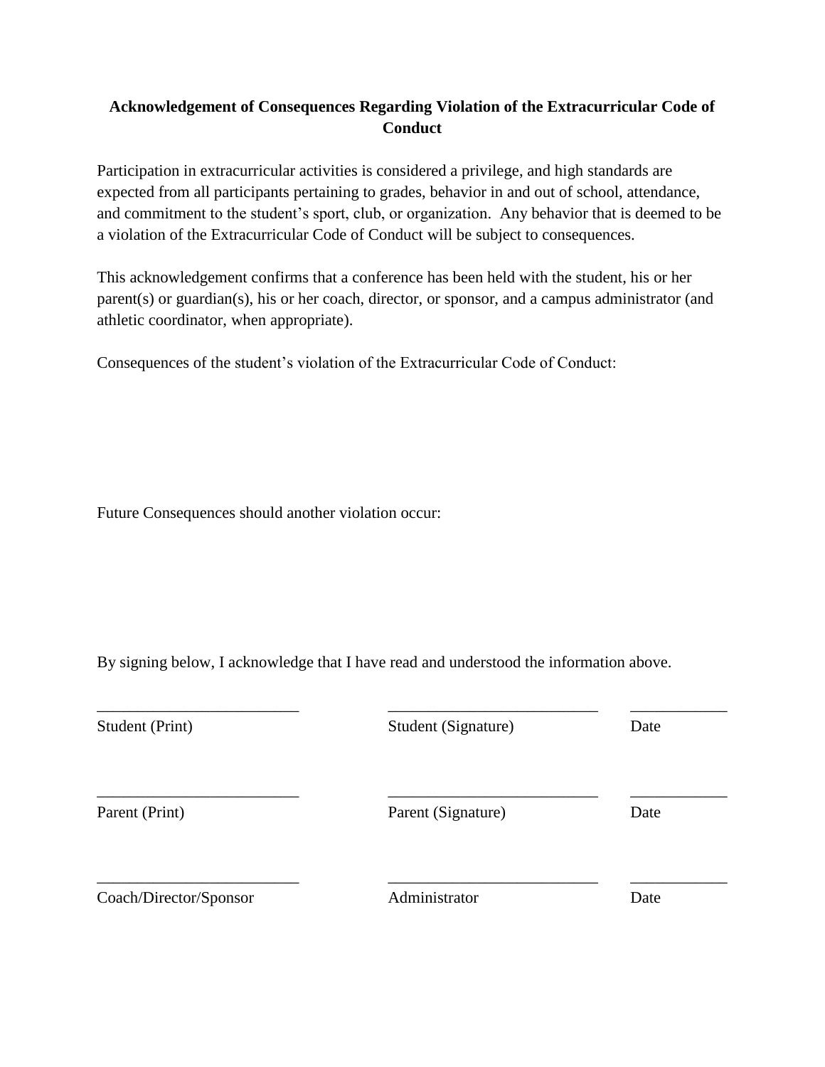**Acknowledgement of Consequences Regarding Violation of the Extracurricular Code of Conduct**

Participation in extracurricular activities is considered a privilege, and high standards are expected from all participants pertaining to grades, behavior in and out of school, attendance, and commitment to the student's sport, club, or organization. Any behavior that is deemed to be a violation of the Extracurricular Code of Conduct will be subject to consequences.

This acknowledgement confirms that a conference has been held with the student, his or her parent(s) or guardian(s), his or her coach, director, or sponsor, and a campus administrator (and athletic coordinator, when appropriate).

Consequences of the student's violation of the Extracurricular Code of Conduct:

Future Consequences should another violation occur:

By signing below, I acknowledge that I have read and understood the information above.

| _________________________ | _________________________ | ___________ |
|---|---|---|
| Student (Print) | Student (Signature) | Date |
| _________________________ | _________________________ | ___________ |
| Parent (Print) | Parent (Signature) | Date |
| _________________________ | _________________________ | ___________ |
| Coach/Director/Sponsor | Administrator | Date |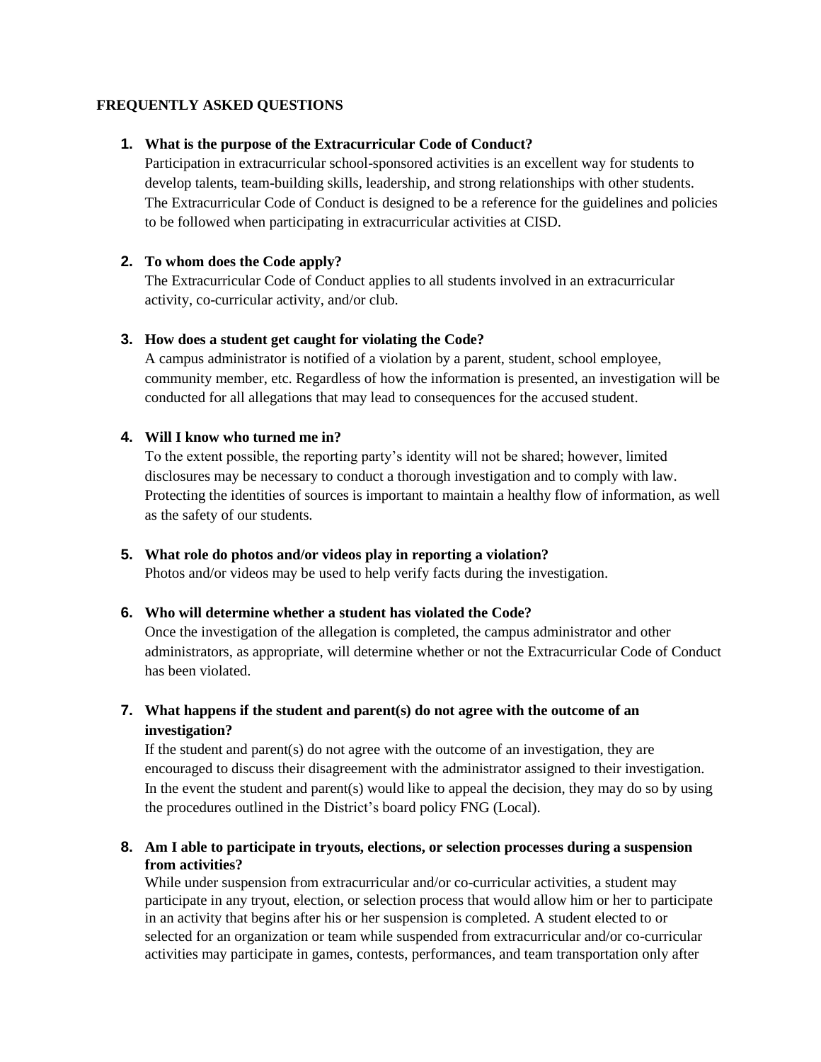**FREQUENTLY ASKED QUESTIONS**

1. **What is the purpose of the Extracurricular Code of Conduct?**
   Participation in extracurricular school-sponsored activities is an excellent way for students to develop talents, team-building skills, leadership, and strong relationships with other students. The Extracurricular Code of Conduct is designed to be a reference for the guidelines and policies to be followed when participating in extracurricular activities at CISD.

2. **To whom does the Code apply?**
   The Extracurricular Code of Conduct applies to all students involved in an extracurricular activity, co-curricular activity, and/or club.

3. **How does a student get caught for violating the Code?**
   A campus administrator is notified of a violation by a parent, student, school employee, community member, etc. Regardless of how the information is presented, an investigation will be conducted for all allegations that may lead to consequences for the accused student.

4. **Will I know who turned me in?**
   To the extent possible, the reporting party's identity will not be shared; however, limited disclosures may be necessary to conduct a thorough investigation and to comply with law. Protecting the identities of sources is important to maintain a healthy flow of information, as well as the safety of our students.

5. **What role do photos and/or videos play in reporting a violation?**
   Photos and/or videos may be used to help verify facts during the investigation.

6. **Who will determine whether a student has violated the Code?**
   Once the investigation of the allegation is completed, the campus administrator and other administrators, as appropriate, will determine whether or not the Extracurricular Code of Conduct has been violated.

7. **What happens if the student and parent(s) do not agree with the outcome of an investigation?**
   If the student and parent(s) do not agree with the outcome of an investigation, they are encouraged to discuss their disagreement with the administrator assigned to their investigation. In the event the student and parent(s) would like to appeal the decision, they may do so by using the procedures outlined in the District's board policy FNG (Local).

8. **Am I able to participate in tryouts, elections, or selection processes during a suspension from activities?**
   While under suspension from extracurricular and/or co-curricular activities, a student may participate in any tryout, election, or selection process that would allow him or her to participate in an activity that begins after his or her suspension is completed. A student elected to or selected for an organization or team while suspended from extracurricular and/or co-curricular activities may participate in games, contests, performances, and team transportation only after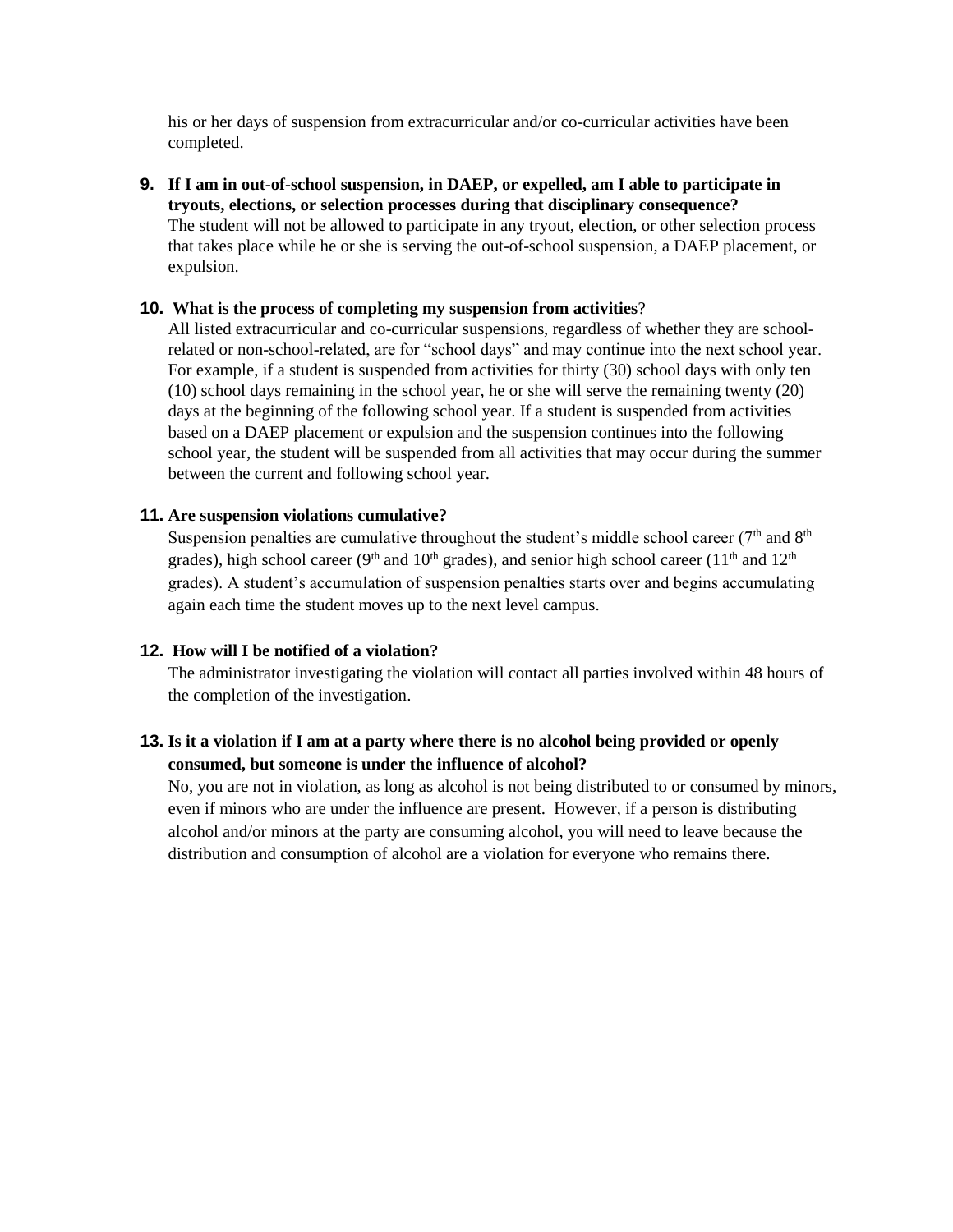his or her days of suspension from extracurricular and/or co-curricular activities have been completed.

9. **If I am in out-of-school suspension, in DAEP, or expelled, am I able to participate in tryouts, elections, or selection processes during that disciplinary consequence?**
   The student will not be allowed to participate in any tryout, election, or other selection process that takes place while he or she is serving the out-of-school suspension, a DAEP placement, or expulsion.

10. **What is the process of completing my suspension from activities**?
   All listed extracurricular and co-curricular suspensions, regardless of whether they are school-related or non-school-related, are for "school days" and may continue into the next school year. For example, if a student is suspended from activities for thirty (30) school days with only ten (10) school days remaining in the school year, he or she will serve the remaining twenty (20) days at the beginning of the following school year. If a student is suspended from activities based on a DAEP placement or expulsion and the suspension continues into the following school year, the student will be suspended from all activities that may occur during the summer between the current and following school year.

11. **Are suspension violations cumulative?**
   Suspension penalties are cumulative throughout the student's middle school career (7th and 8th grades), high school career (9th and 10th grades), and senior high school career (11th and 12th grades). A student's accumulation of suspension penalties starts over and begins accumulating again each time the student moves up to the next level campus.

12. **How will I be notified of a violation?**
   The administrator investigating the violation will contact all parties involved within 48 hours of the completion of the investigation.

13. **Is it a violation if I am at a party where there is no alcohol being provided or openly consumed, but someone is under the influence of alcohol?**
   No, you are not in violation, as long as alcohol is not being distributed to or consumed by minors, even if minors who are under the influence are present. However, if a person is distributing alcohol and/or minors at the party are consuming alcohol, you will need to leave because the distribution and consumption of alcohol are a violation for everyone who remains there.